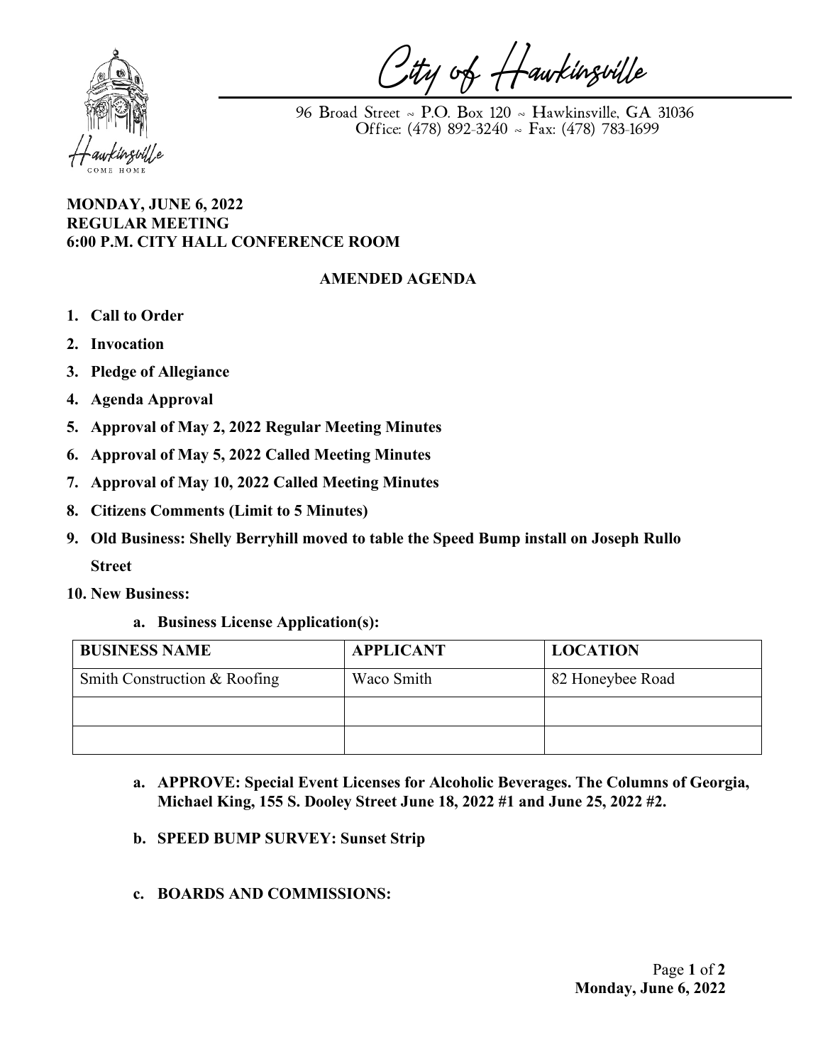# City of Hawkinsville

96 Broad Street ~ P.O. Box 120 ~ Hawkinsville, GA 31036
Office: (478) 892-3240 ~ Fax: (478) 783-1699

**MONDAY, JUNE 6, 2022**
**REGULAR MEETING**
**6:00 P.M. CITY HALL CONFERENCE ROOM**

## AMENDED AGENDA

1. **Call to Order**
2. **Invocation**
3. **Pledge of Allegiance**
4. **Agenda Approval**
5. **Approval of May 2, 2022 Regular Meeting Minutes**
6. **Approval of May 5, 2022 Called Meeting Minutes**
7. **Approval of May 10, 2022 Called Meeting Minutes**
8. **Citizens Comments (Limit to 5 Minutes)**
9. **Old Business: Shelly Berryhill moved to table the Speed Bump install on Joseph Rullo Street**
10. **New Business:**
    a. **Business License Application(s):**

| BUSINESS NAME | APPLICANT | LOCATION |
| --- | --- | --- |
| Smith Construction & Roofing | Waco Smith | 82 Honeybee Road |
| | | |
| | | |

   a. **APPROVE: Special Event Licenses for Alcoholic Beverages. The Columns of Georgia, Michael King, 155 S. Dooley Street June 18, 2022 #1 and June 25, 2022 #2.**

   b. **SPEED BUMP SURVEY: Sunset Strip**

   c. **BOARDS AND COMMISSIONS:**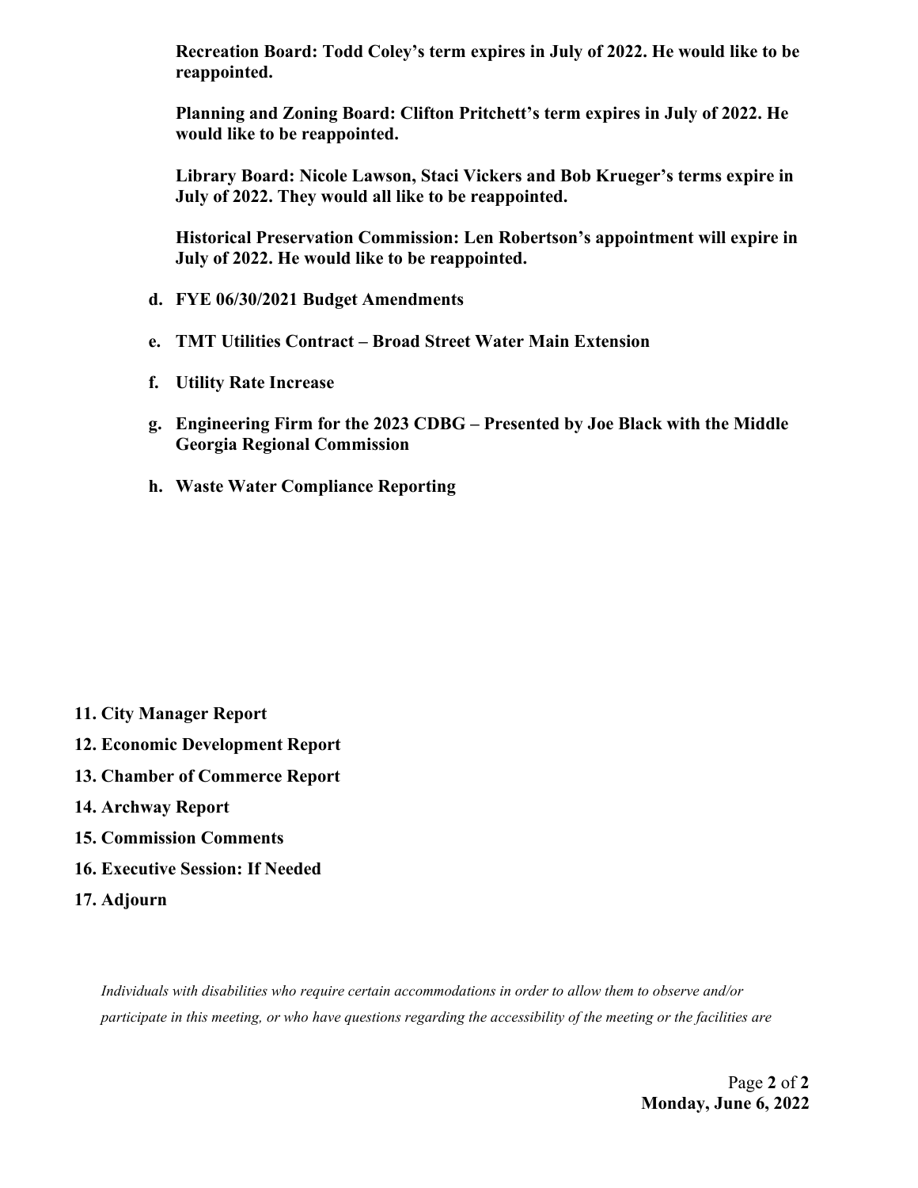**Recreation Board: Todd Coley's term expires in July of 2022. He would like to be reappointed.**

**Planning and Zoning Board: Clifton Pritchett's term expires in July of 2022. He would like to be reappointed.**

**Library Board: Nicole Lawson, Staci Vickers and Bob Krueger's terms expire in July of 2022. They would all like to be reappointed.**

**Historical Preservation Commission: Len Robertson's appointment will expire in July of 2022. He would like to be reappointed.**

d. **FYE 06/30/2021 Budget Amendments**

e. **TMT Utilities Contract – Broad Street Water Main Extension**

f. **Utility Rate Increase**

g. **Engineering Firm for the 2023 CDBG – Presented by Joe Black with the Middle Georgia Regional Commission**

h. **Waste Water Compliance Reporting**

11. **City Manager Report**
12. **Economic Development Report**
13. **Chamber of Commerce Report**
14. **Archway Report**
15. **Commission Comments**
16. **Executive Session: If Needed**
17. **Adjourn**

*Individuals with disabilities who require certain accommodations in order to allow them to observe and/or participate in this meeting, or who have questions regarding the accessibility of the meeting or the facilities are*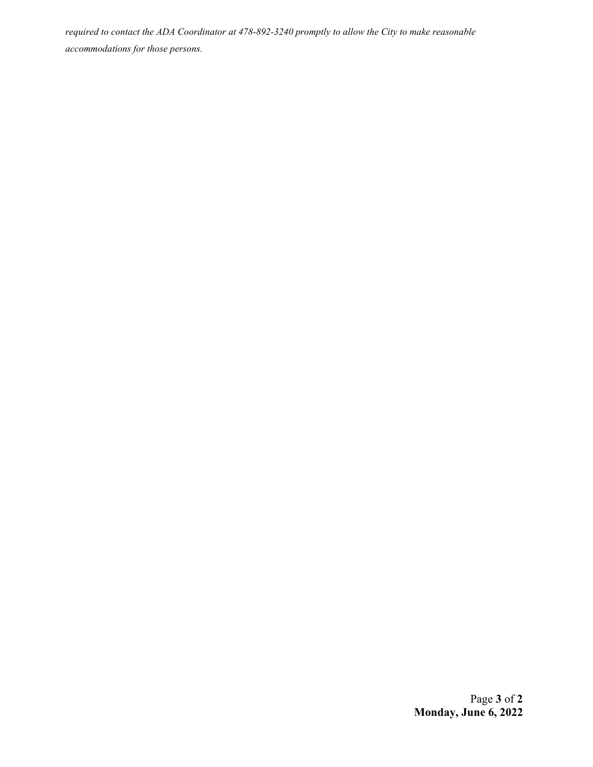*required to contact the ADA Coordinator at 478-892-3240 promptly to allow the City to make reasonable accommodations for those persons.*